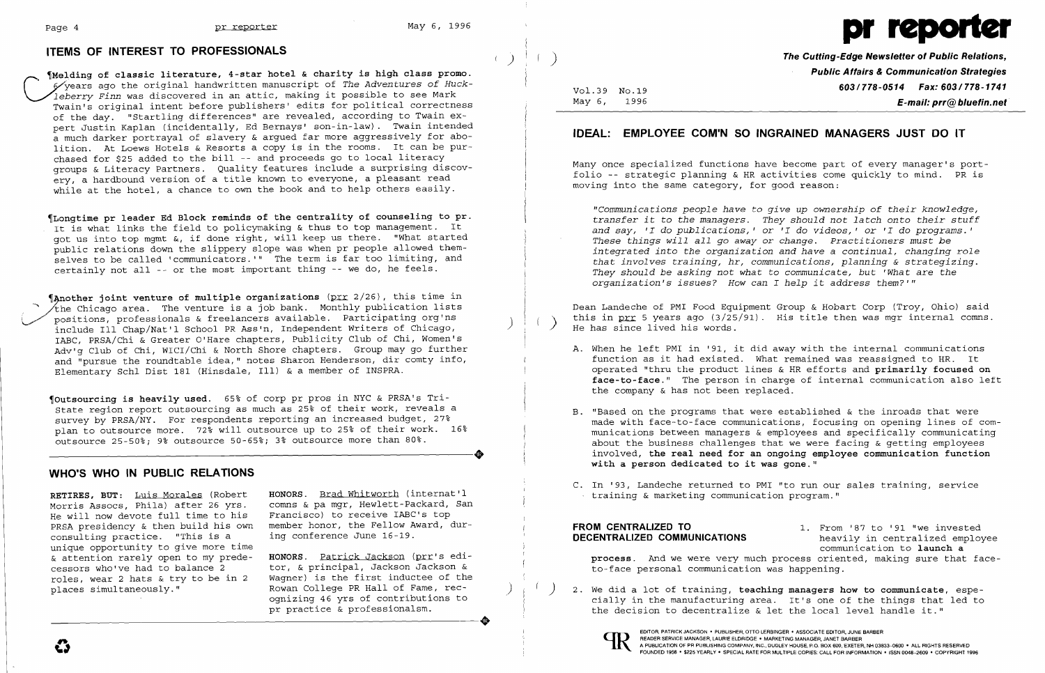## ITEMS OF INTEREST TO PROFESSIONALS

¶**Melding of classic literature, 4-star hotel & charity is high class promo.** 6 years ago the original handwritten manuscript of *The Adventures of Huckleberry Finn* was discovered in an attic, making it possible to see Mark Twain's original intent before publishers' edits for political correctness of the day. "Startling differences" are revealed, according to Twain expert Justin Kaplan (incidentally, Ed Bernays' son-in-law). Twain intended a much darker portrayal of slavery & argued far more aggressively for abolition. At Loews Hotels & Resorts a copy is in the rooms. It can be purchased for $25 added to the bill -- and proceeds go to local literacy groups & Literacy Partners. Quality features include a surprising discovery, a hardbound version of a title known to everyone, a pleasant read while at the hotel, a chance to own the book and to help others easily.

¶**Longtime pr leader Ed Block reminds of the centrality of counseling to pr.** It is what links the field to policymaking & thus to top management. It got us into top mgmt &, if done right, will keep us there. "What started public relations down the slippery slope was when pr people allowed themselves to be called 'communicators.'" The term is far too limiting, and certainly not all -- or the most important thing -- we do, he feels.

¶**Another joint venture of multiple organizations** (prr 2/26), this time in the Chicago area. The venture is a job bank. Monthly publication lists positions, professionals & freelancers available. Participating org'ns include Ill Chap/Nat'l School PR Ass'n, Independent Writers of Chicago, IABC, PRSA/Chi & Greater O'Hare chapters, Publicity Club of Chi, Women's Adv'g Club of Chi, WICI/Chi & North Shore chapters. Group may go further and "pursue the roundtable idea," notes Sharon Henderson, dir comty info, Elementary Schl Dist 181 (Hinsdale, Ill) & a member of INSPRA.

¶**Outsourcing is heavily used.** 65% of corp pr pros in NYC & PRSA's Tri-State region report outsourcing as much as 25% of their work, reveals a survey by PRSA/NY. For respondents reporting an increased budget, 27% plan to outsource more. 72% will outsource up to 25% of their work. 16% outsource 25-50%; 9% outsource 50-65%; 3% outsource more than 80%.

## WHO'S WHO IN PUBLIC RELATIONS

**RETIRES, BUT:** Luis Morales (Robert Morris Assocs, Phila) after 26 yrs. He will now devote full time to his PRSA presidency & then build his own consulting practice. "This is a unique opportunity to give more time & attention rarely open to my predecessors who've had to balance 2 roles, wear 2 hats & try to be in 2 places simultaneously."

**HONORS.** Brad Whitworth (internat'l comns & pa mgr, Hewlett-Packard, San Francisco) to receive IABC's top member honor, the Fellow Award, during conference June 16-19.

**HONORS.** Patrick Jackson (prr's editor, & principal, Jackson Jackson & Wagner) is the first inductee of the Rowan College PR Hall of Fame, recognizing 46 yrs of contributions to pr practice & professionalism.

# pr reporter

**The Cutting-Edge Newsletter of Public Relations, Public Affairs & Communication Strategies**

Vol.39 No.19
May 6, 1996

**603/778-0514 Fax: 603/778-1741**
**E-mail: prr@bluefin.net**

## IDEAL: EMPLOYEE COM'N SO INGRAINED MANAGERS JUST DO IT

Many once specialized functions have become part of every manager's portfolio -- strategic planning & HR activities come quickly to mind. PR is moving into the same category, for good reason:

*"Communications people have to give up ownership of their knowledge, transfer it to the managers. They should not latch onto their stuff and say, 'I do publications,' or 'I do videos,' or 'I do programs.' These things will all go away or change. Practitioners must be integrated into the organization and have a continual, changing role that involves training, hr, communications, planning & strategizing. They should be asking not what to communicate, but 'What are the organization's issues? How can I help it address them?'"*

Dean Landeche of PMI Food Equipment Group & Hobart Corp (Troy, Ohio) said this in prr 5 years ago (3/25/91). His title then was mgr internal comns. He has since lived his words.

A. When he left PMI in '91, it did away with the internal communications function as it had existed. What remained was reassigned to HR. It operated "thru the product lines & HR efforts and **primarily focused on face-to-face.**" The person in charge of internal communication also left the company & has not been replaced.

B. "Based on the programs that were established & the inroads that were made with face-to-face communications, focusing on opening lines of communications between managers & employees and specifically communicating about the business challenges that we were facing & getting employees involved, **the real need for an ongoing employee communication function with a person dedicated to it was gone.**"

C. In '93, Landeche returned to PMI "to run our sales training, service training & marketing communication program."

### FROM CENTRALIZED TO DECENTRALIZED COMMUNICATIONS

1. From '87 to '91 "we invested heavily in centralized employee communication to **launch a process**. And we were very much process oriented, making sure that face-to-face personal communication was happening.

2. We did a lot of training, **teaching managers how to communicate**, especially in the manufacturing area. It's one of the things that led to the decision to decentralize & let the local level handle it."

EDITOR, PATRICK JACKSON • PUBLISHER, OTTO LERBINGER • ASSOCIATE EDITOR, JUNE BARBER
READER SERVICE MANAGER, LAURIE ELDRIDGE • MARKETING MANAGER, JANET BARBER
A PUBLICATION OF PR PUBLISHING COMPANY, INC., DUDLEY HOUSE, P.O. BOX 600, EXETER, NH 03833-0600 • ALL RIGHTS RESERVED
FOUNDED 1958 • $225 YEARLY • SPECIAL RATE FOR MULTIPLE COPIES: CALL FOR INFORMATION • ISSN 0048-2609 • COPYRIGHT 1996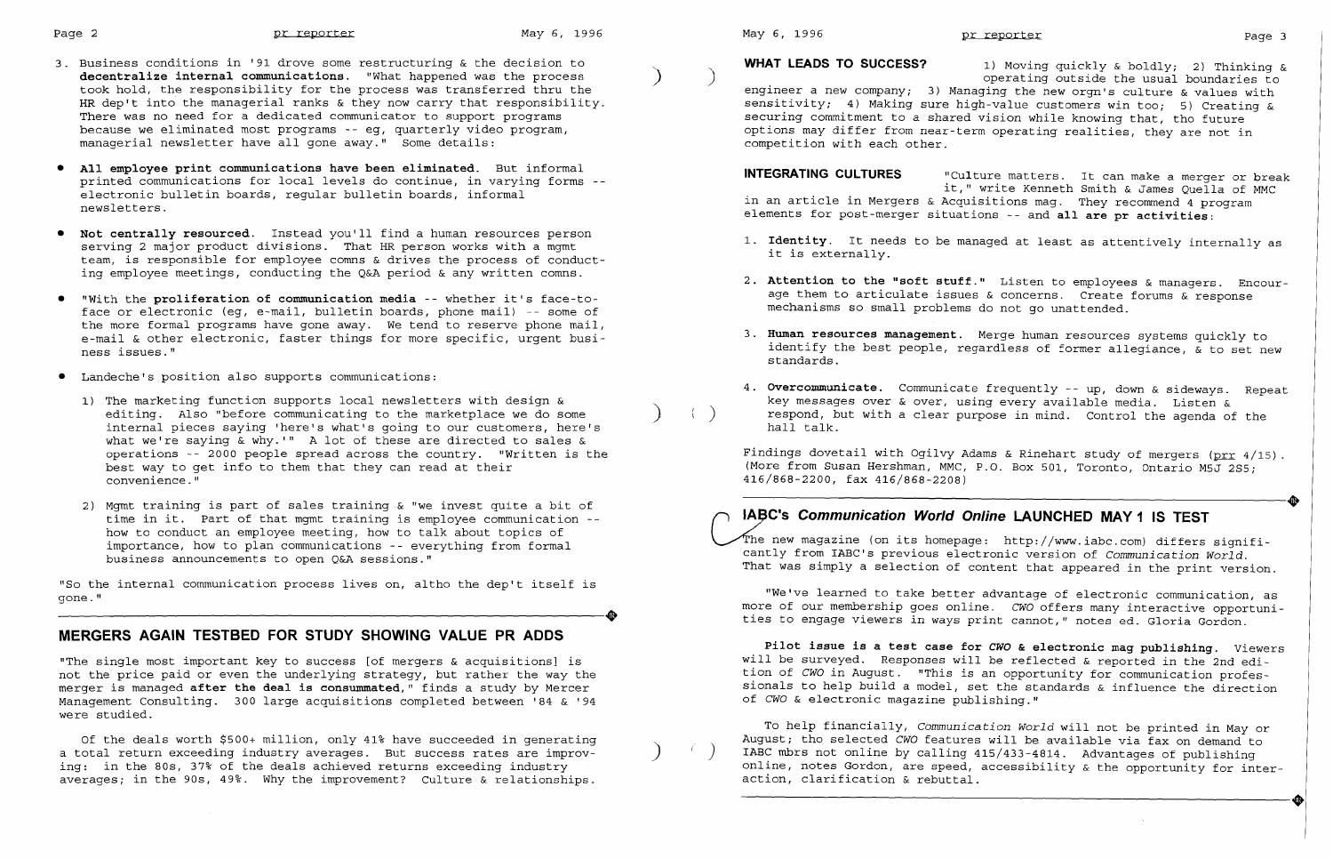3. Business conditions in '91 drove some restructuring & the decision to **decentralize internal communications**. "What happened was the process took hold, the responsibility for the process was transferred thru the HR dep't into the managerial ranks & they now carry that responsibility. There was no need for a dedicated communicator to support programs because we eliminated most programs -- eg, quarterly video program, managerial newsletter have all gone away." Some details:

- **All employee print communications have been eliminated**. But informal printed communications for local levels do continue, in varying forms -- electronic bulletin boards, regular bulletin boards, informal newsletters.

- **Not centrally resourced**. Instead you'll find a human resources person serving 2 major product divisions. That HR person works with a mgmt team, is responsible for employee comns & drives the process of conducting employee meetings, conducting the Q&A period & any written comns.

- "With the **proliferation of communication media** -- whether it's face-to-face or electronic (eg, e-mail, bulletin boards, phone mail) -- some of the more formal programs have gone away. We tend to reserve phone mail, e-mail & other electronic, faster things for more specific, urgent business issues."

- Landeche's position also supports communications:

  1) The marketing function supports local newsletters with design & editing. Also "before communicating to the marketplace we do some internal pieces saying 'here's what's going to our customers, here's what we're saying & why.'" A lot of these are directed to sales & operations -- 2000 people spread across the country. "Written is the best way to get info to them that they can read at their convenience."

  2) Mgmt training is part of sales training & "we invest quite a bit of time in it. Part of that mgmt training is employee communication -- how to conduct an employee meeting, how to talk about topics of importance, how to plan communications -- everything from formal business announcements to open Q&A sessions."

"So the internal communication process lives on, altho the dep't itself is gone."

## MERGERS AGAIN TESTBED FOR STUDY SHOWING VALUE PR ADDS

"The single most important key to success [of mergers & acquisitions] is not the price paid or even the underlying strategy, but rather the way the merger is managed **after the deal is consummated**," finds a study by Mercer Management Consulting. 300 large acquisitions completed between '84 & '94 were studied.

Of the deals worth $500+ million, only 41% have succeeded in generating a total return exceeding industry averages. But success rates are improving: in the 80s, 37% of the deals achieved returns exceeding industry averages; in the 90s, 49%. Why the improvement? Culture & relationships.

**WHAT LEADS TO SUCCESS?** 1) Moving quickly & boldly; 2) Thinking & operating outside the usual boundaries to engineer a new company; 3) Managing the new orgn's culture & values with sensitivity; 4) Making sure high-value customers win too; 5) Creating & securing commitment to a shared vision while knowing that, tho future options may differ from near-term operating realities, they are not in competition with each other.

**INTEGRATING CULTURES** "Culture matters. It can make a merger or break it," write Kenneth Smith & James Quella of MMC in an article in Mergers & Acquisitions mag. They recommend 4 program elements for post-merger situations -- and **all are pr activities**:

1. **Identity**. It needs to be managed at least as attentively internally as it is externally.

2. **Attention to the "soft stuff."** Listen to employees & managers. Encourage them to articulate issues & concerns. Create forums & response mechanisms so small problems do not go unattended.

3. **Human resources management**. Merge human resources systems quickly to identify the best people, regardless of former allegiance, & to set new standards.

4. **Overcommunicate**. Communicate frequently -- up, down & sideways. Repeat key messages over & over, using every available media. Listen & respond, but with a clear purpose in mind. Control the agenda of the hall talk.

Findings dovetail with Ogilvy Adams & Rinehart study of mergers (prr 4/15). (More from Susan Hershman, MMC, P.O. Box 501, Toronto, Ontario M5J 2S5; 416/868-2200, fax 416/868-2208)

## IABC's *Communication World Online* LAUNCHED MAY 1 IS TEST

The new magazine (on its homepage: http://www.iabc.com) differs significantly from IABC's previous electronic version of *Communication World*. That was simply a selection of content that appeared in the print version.

"We've learned to take better advantage of electronic communication, as more of our membership goes online. *CWO* offers many interactive opportunities to engage viewers in ways print cannot," notes ed. Gloria Gordon.

**Pilot issue is a test case for *CWO* & electronic mag publishing.** Viewers will be surveyed. Responses will be reflected & reported in the 2nd edition of *CWO* in August. "This is an opportunity for communication professionals to help build a model, set the standards & influence the direction of *CWO* & electronic magazine publishing."

To help financially, *Communication World* will not be printed in May or August; tho selected *CWO* features will be available via fax on demand to IABC mbrs not online by calling 415/433-4814. Advantages of publishing online, notes Gordon, are speed, accessibility & the opportunity for interaction, clarification & rebuttal.